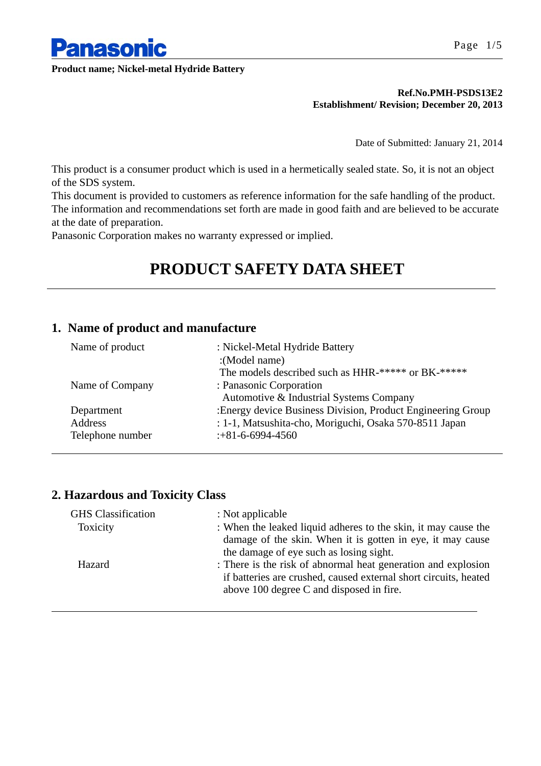**Panasonic**

**Product name; Nickel-metal Hydride Battery**

**Ref.No.PMH-PSDS13E2**
**Establishment/ Revision; December 20, 2013**

Date of Submitted: January 21, 2014

This product is a consumer product which is used in a hermetically sealed state. So, it is not an object of the SDS system.
This document is provided to customers as reference information for the safe handling of the product.
The information and recommendations set forth are made in good faith and are believed to be accurate at the date of preparation.
Panasonic Corporation makes no warranty expressed or implied.

# PRODUCT SAFETY DATA SHEET

## 1. Name of product and manufacture

| | |
|---|---|
| Name of product | : Nickel-Metal Hydride Battery<br>:(Model name)<br>The models described such as HHR-***** or BK-***** |
| Name of Company | : Panasonic Corporation<br>Automotive & Industrial Systems Company |
| Department | :Energy device Business Division, Product Engineering Group |
| Address | : 1-1, Matsushita-cho, Moriguchi, Osaka 570-8511 Japan |
| Telephone number | :+81-6-6994-4560 |

## 2. Hazardous and Toxicity Class

| | |
|---|---|
| GHS Classification | : Not applicable |
| Toxicity | : When the leaked liquid adheres to the skin, it may cause the damage of the skin. When it is gotten in eye, it may cause the damage of eye such as losing sight. |
| Hazard | : There is the risk of abnormal heat generation and explosion if batteries are crushed, caused external short circuits, heated above 100 degree C and disposed in fire. |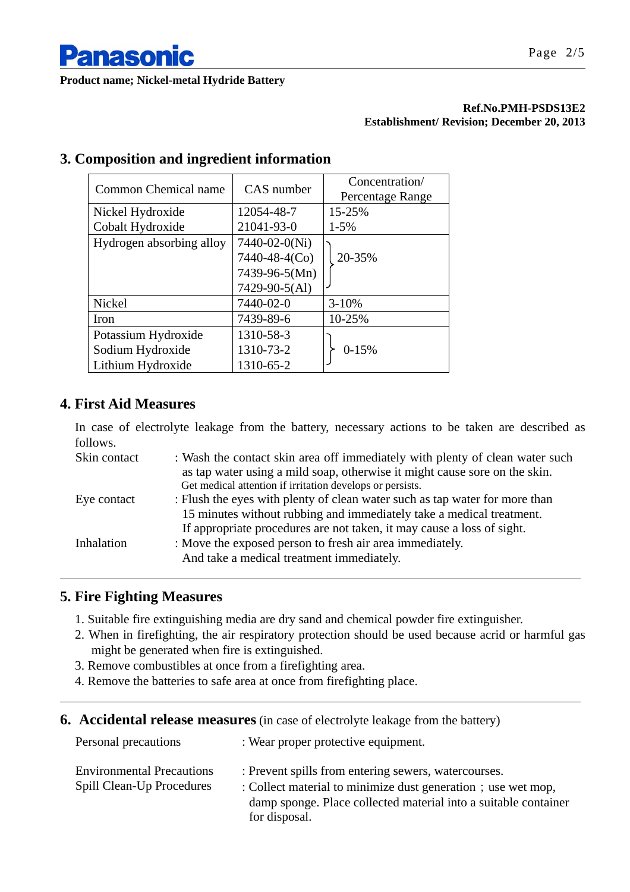**Product name; Nickel-metal Hydride Battery**

**Ref.No.PMH-PSDS13E2**
**Establishment/ Revision; December 20, 2013**

## 3. Composition and ingredient information

| Common Chemical name | CAS number | Concentration/ Percentage Range |
|---|---|---|
| Nickel Hydroxide<br>Cobalt Hydroxide | 12054-48-7<br>21041-93-0 | 15-25%<br>1-5% |
| Hydrogen absorbing alloy | 7440-02-0(Ni)<br>7440-48-4(Co)<br>7439-96-5(Mn)<br>7429-90-5(Al) | 20-35% |
| Nickel | 7440-02-0 | 3-10% |
| Iron | 7439-89-6 | 10-25% |
| Potassium Hydroxide<br>Sodium Hydroxide<br>Lithium Hydroxide | 1310-58-3<br>1310-73-2<br>1310-65-2 | 0-15% |

## 4. First Aid Measures

In case of electrolyte leakage from the battery, necessary actions to be taken are described as follows.

Skin contact : Wash the contact skin area off immediately with plenty of clean water such as tap water using a mild soap, otherwise it might cause sore on the skin. Get medical attention if irritation develops or persists.

Eye contact : Flush the eyes with plenty of clean water such as tap water for more than 15 minutes without rubbing and immediately take a medical treatment. If appropriate procedures are not taken, it may cause a loss of sight.

Inhalation : Move the exposed person to fresh air area immediately. And take a medical treatment immediately.

## 5. Fire Fighting Measures

1. Suitable fire extinguishing media are dry sand and chemical powder fire extinguisher.
2. When in firefighting, the air respiratory protection should be used because acrid or harmful gas might be generated when fire is extinguished.
3. Remove combustibles at once from a firefighting area.
4. Remove the batteries to safe area at once from firefighting place.

## 6. Accidental release measures (in case of electrolyte leakage from the battery)

Personal precautions : Wear proper protective equipment.

Environmental Precautions : Prevent spills from entering sewers, watercourses.

Spill Clean-Up Procedures : Collect material to minimize dust generation ; use wet mop, damp sponge. Place collected material into a suitable container for disposal.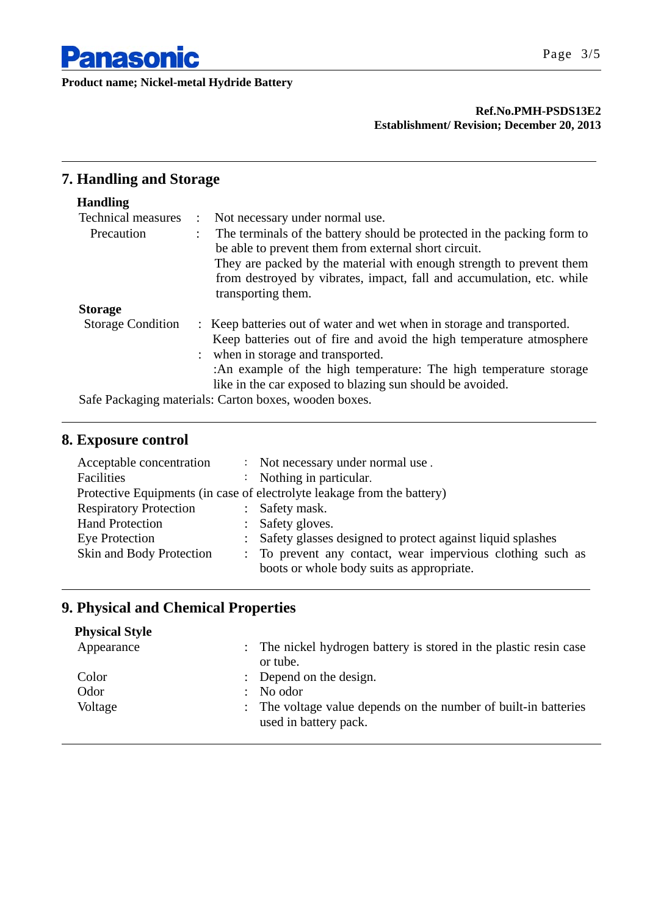**Product name; Nickel-metal Hydride Battery**

**Ref.No.PMH-PSDS13E2**
**Establishment/ Revision; December 20, 2013**

## 7. Handling and Storage

**Handling**

Technical measures : Not necessary under normal use.

Precaution : The terminals of the battery should be protected in the packing form to be able to prevent them from external short circuit.
They are packed by the material with enough strength to prevent them from destroyed by vibrates, impact, fall and accumulation, etc. while transporting them.

**Storage**

Storage Condition : Keep batteries out of water and wet when in storage and transported.
Keep batteries out of fire and avoid the high temperature atmosphere
: when in storage and transported.
:An example of the high temperature: The high temperature storage like in the car exposed to blazing sun should be avoided.

Safe Packaging materials: Carton boxes, wooden boxes.

## 8. Exposure control

Acceptable concentration : Not necessary under normal use .

Facilities : Nothing in particular.

Protective Equipments (in case of electrolyte leakage from the battery)

Respiratory Protection : Safety mask.

Hand Protection : Safety gloves.

Eye Protection : Safety glasses designed to protect against liquid splashes

Skin and Body Protection : To prevent any contact, wear impervious clothing such as boots or whole body suits as appropriate.

## 9. Physical and Chemical Properties

**Physical Style**

Appearance : The nickel hydrogen battery is stored in the plastic resin case or tube.

Color : Depend on the design.

Odor : No odor

Voltage : The voltage value depends on the number of built-in batteries used in battery pack.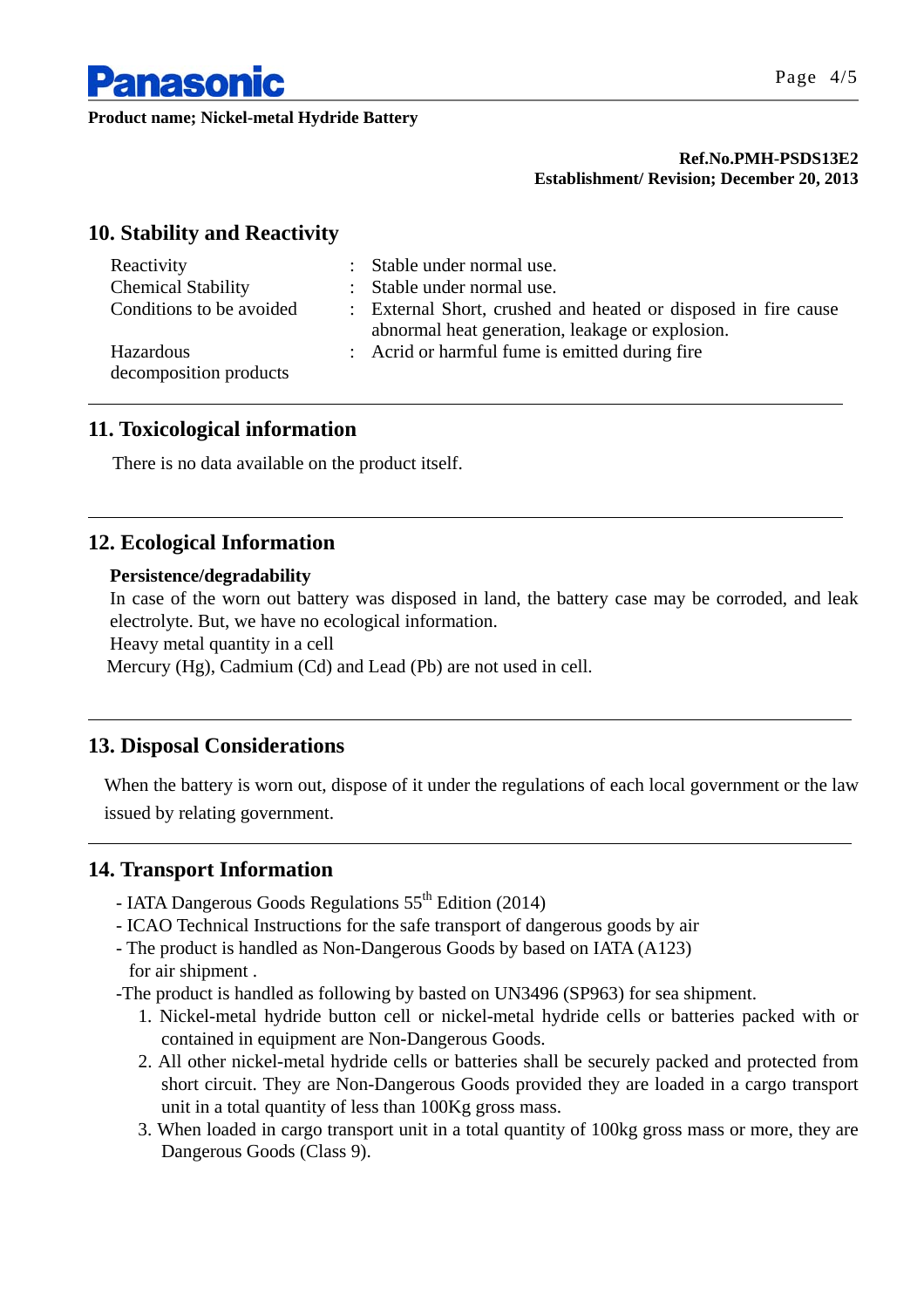**Product name; Nickel-metal Hydride Battery**

**Ref.No.PMH-PSDS13E2**
**Establishment/ Revision; December 20, 2013**

## 10. Stability and Reactivity

| | | |
|---|---|---|
| Reactivity | : | Stable under normal use. |
| Chemical Stability | : | Stable under normal use. |
| Conditions to be avoided | : | External Short, crushed and heated or disposed in fire cause abnormal heat generation, leakage or explosion. |
| Hazardous decomposition products | : | Acrid or harmful fume is emitted during fire |

## 11. Toxicological information

There is no data available on the product itself.

## 12. Ecological Information

**Persistence/degradability**

In case of the worn out battery was disposed in land, the battery case may be corroded, and leak electrolyte. But, we have no ecological information.

Heavy metal quantity in a cell

Mercury (Hg), Cadmium (Cd) and Lead (Pb) are not used in cell.

## 13. Disposal Considerations

When the battery is worn out, dispose of it under the regulations of each local government or the law issued by relating government.

## 14. Transport Information

- IATA Dangerous Goods Regulations 55th Edition (2014)
- ICAO Technical Instructions for the safe transport of dangerous goods by air
- The product is handled as Non-Dangerous Goods by based on IATA (A123) for air shipment .

-The product is handled as following by basted on UN3496 (SP963) for sea shipment.

1. Nickel-metal hydride button cell or nickel-metal hydride cells or batteries packed with or contained in equipment are Non-Dangerous Goods.
2. All other nickel-metal hydride cells or batteries shall be securely packed and protected from short circuit. They are Non-Dangerous Goods provided they are loaded in a cargo transport unit in a total quantity of less than 100Kg gross mass.
3. When loaded in cargo transport unit in a total quantity of 100kg gross mass or more, they are Dangerous Goods (Class 9).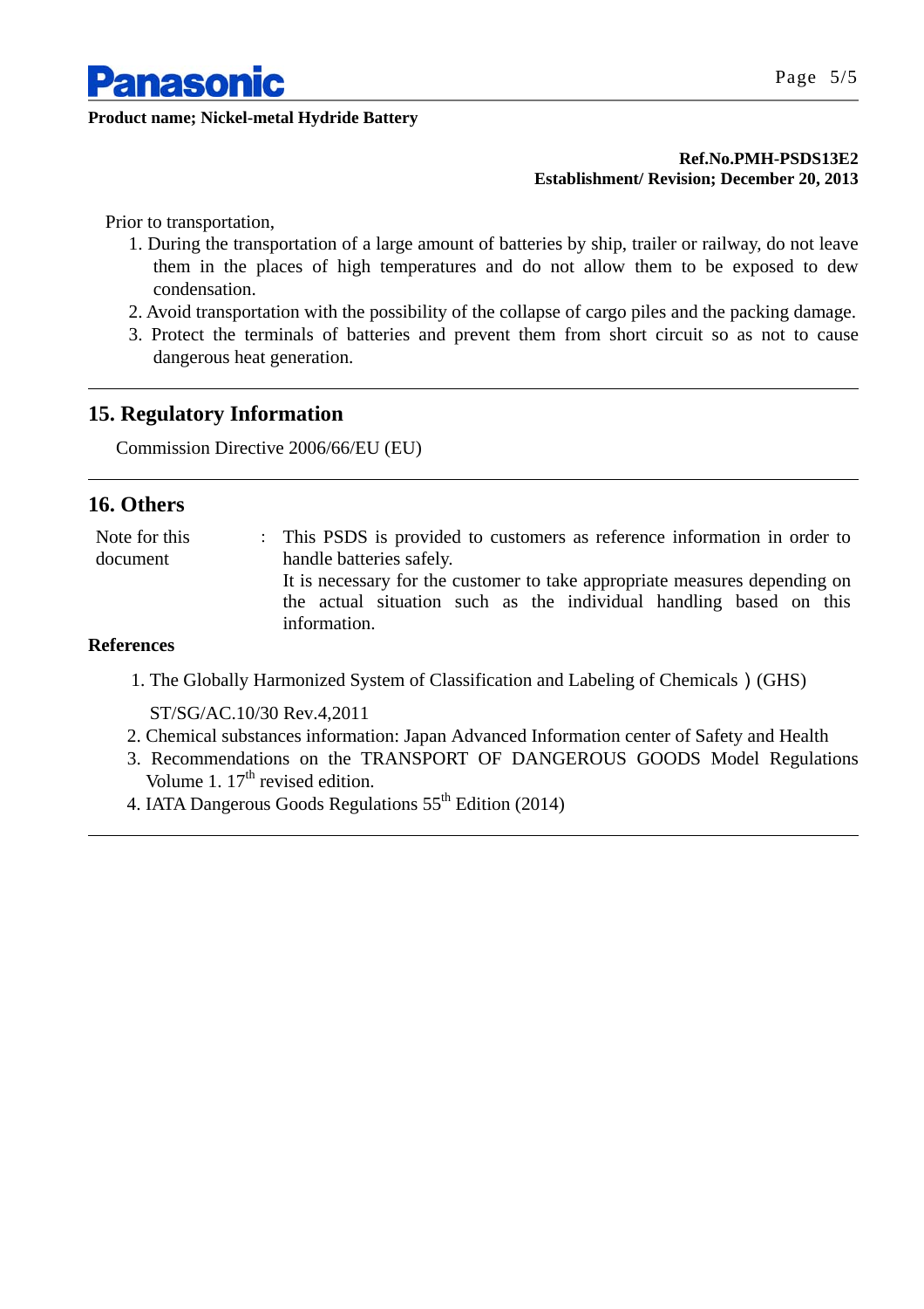Prior to transportation,

1. During the transportation of a large amount of batteries by ship, trailer or railway, do not leave them in the places of high temperatures and do not allow them to be exposed to dew condensation.
2. Avoid transportation with the possibility of the collapse of cargo piles and the packing damage.
3. Protect the terminals of batteries and prevent them from short circuit so as not to cause dangerous heat generation.

---

## 15. Regulatory Information

Commission Directive 2006/66/EU (EU)

---

## 16. Others

| | | |
|---|---|---|
| Note for this document | : | This PSDS is provided to customers as reference information in order to handle batteries safely. It is necessary for the customer to take appropriate measures depending on the actual situation such as the individual handling based on this information. |

**References**

1. The Globally Harmonized System of Classification and Labeling of Chemicals ) (GHS)

   ST/SG/AC.10/30 Rev.4,2011
2. Chemical substances information: Japan Advanced Information center of Safety and Health
3. Recommendations on the TRANSPORT OF DANGEROUS GOODS Model Regulations Volume 1. 17th revised edition.
4. IATA Dangerous Goods Regulations 55th Edition (2014)

---